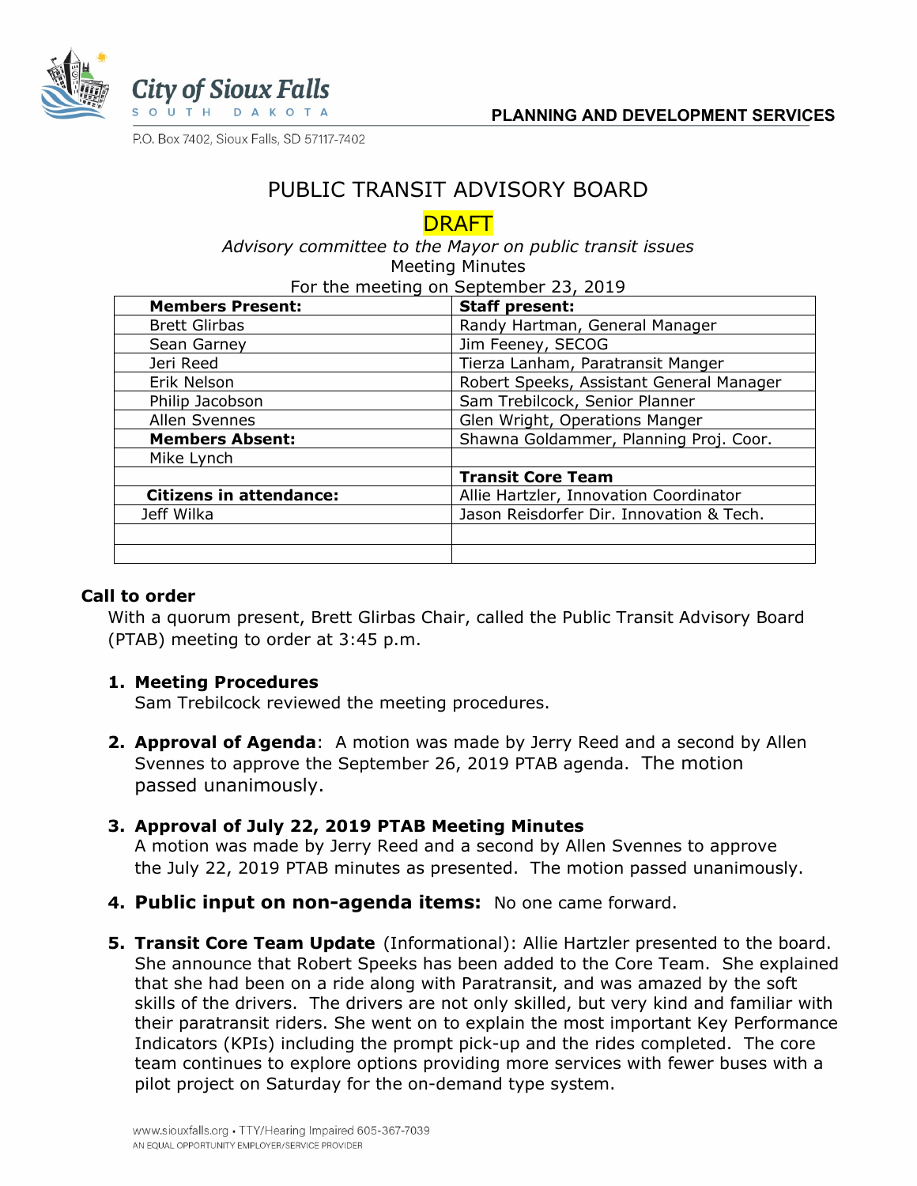City of Sioux Falls
SOUTH DAKOTA

**PLANNING AND DEVELOPMENT SERVICES**

P.O. Box 7402, Sioux Falls, SD 57117-7402

# PUBLIC TRANSIT ADVISORY BOARD

## DRAFT

*Advisory committee to the Mayor on public transit issues*

Meeting Minutes

For the meeting on September 23, 2019

| **Members Present:** | **Staff present:** |
|---|---|
| Brett Glirbas | Randy Hartman, General Manager |
| Sean Garney | Jim Feeney, SECOG |
| Jeri Reed | Tierza Lanham, Paratransit Manger |
| Erik Nelson | Robert Speeks, Assistant General Manager |
| Philip Jacobson | Sam Trebilcock, Senior Planner |
| Allen Svennes | Glen Wright, Operations Manger |
| **Members Absent:** | Shawna Goldammer, Planning Proj. Coor. |
| Mike Lynch | |
| | **Transit Core Team** |
| **Citizens in attendance:** | Allie Hartzler, Innovation Coordinator |
| Jeff Wilka | Jason Reisdorfer Dir. Innovation & Tech. |
| | |
| | |

**Call to order**

With a quorum present, Brett Glirbas Chair, called the Public Transit Advisory Board (PTAB) meeting to order at 3:45 p.m.

1. **Meeting Procedures**
   Sam Trebilcock reviewed the meeting procedures.

2. **Approval of Agenda**: A motion was made by Jerry Reed and a second by Allen Svennes to approve the September 26, 2019 PTAB agenda. The motion passed unanimously.

3. **Approval of July 22, 2019 PTAB Meeting Minutes**
   A motion was made by Jerry Reed and a second by Allen Svennes to approve the July 22, 2019 PTAB minutes as presented. The motion passed unanimously.

4. **Public input on non-agenda items:** No one came forward.

5. **Transit Core Team Update** (Informational): Allie Hartzler presented to the board. She announce that Robert Speeks has been added to the Core Team. She explained that she had been on a ride along with Paratransit, and was amazed by the soft skills of the drivers. The drivers are not only skilled, but very kind and familiar with their paratransit riders. She went on to explain the most important Key Performance Indicators (KPIs) including the prompt pick-up and the rides completed. The core team continues to explore options providing more services with fewer buses with a pilot project on Saturday for the on-demand type system.

www.siouxfalls.org • TTY/Hearing Impaired 605-367-7039
AN EQUAL OPPORTUNITY EMPLOYER/SERVICE PROVIDER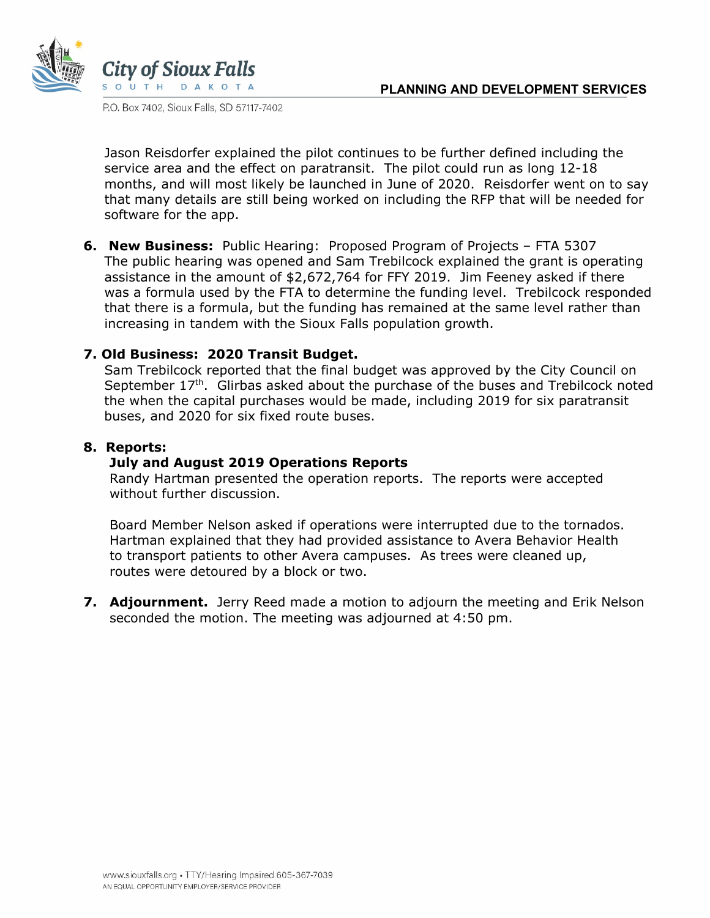Jason Reisdorfer explained the pilot continues to be further defined including the service area and the effect on paratransit. The pilot could run as long 12-18 months, and will most likely be launched in June of 2020. Reisdorfer went on to say that many details are still being worked on including the RFP that will be needed for software for the app.

6. **New Business:** Public Hearing: Proposed Program of Projects – FTA 5307
The public hearing was opened and Sam Trebilcock explained the grant is operating assistance in the amount of $2,672,764 for FFY 2019. Jim Feeney asked if there was a formula used by the FTA to determine the funding level. Trebilcock responded that there is a formula, but the funding has remained at the same level rather than increasing in tandem with the Sioux Falls population growth.

7. **Old Business: 2020 Transit Budget.**
Sam Trebilcock reported that the final budget was approved by the City Council on September 17th. Glirbas asked about the purchase of the buses and Trebilcock noted the when the capital purchases would be made, including 2019 for six paratransit buses, and 2020 for six fixed route buses.

8. **Reports:**
**July and August 2019 Operations Reports**
Randy Hartman presented the operation reports. The reports were accepted without further discussion.

Board Member Nelson asked if operations were interrupted due to the tornados. Hartman explained that they had provided assistance to Avera Behavior Health to transport patients to other Avera campuses. As trees were cleaned up, routes were detoured by a block or two.

7. **Adjournment.** Jerry Reed made a motion to adjourn the meeting and Erik Nelson seconded the motion. The meeting was adjourned at 4:50 pm.